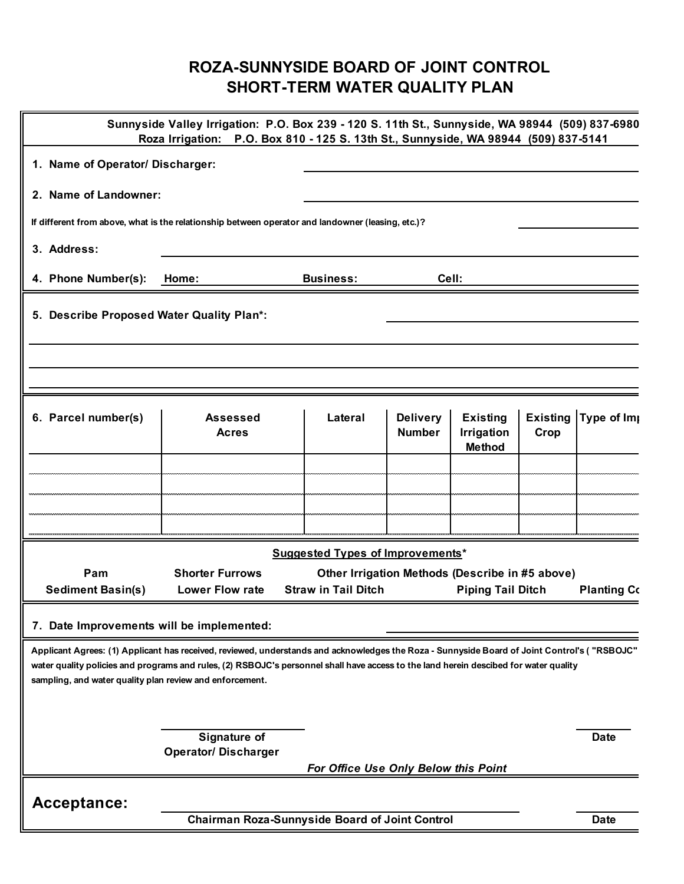# ROZA-SUNNYSIDE BOARD OF JOINT CONTROL
# SHORT-TERM WATER QUALITY PLAN

**Sunnyside Valley Irrigation: P.O. Box 239 - 120 S. 11th St., Sunnyside, WA 98944 (509) 837-6980**
**Roza Irrigation: P.O. Box 810 - 125 S. 13th St., Sunnyside, WA 98944 (509) 837-5141**

**1. Name of Operator/ Discharger:** ______________________________

**2. Name of Landowner:** ______________________________

**If different from above, what is the relationship between operator and landowner (leasing, etc.)?** ______________

**3. Address:** ______________________________

**4. Phone Numbers(s): Home:** ______________ **Business:** ______________ **Cell:** ______________

**5. Describe Proposed Water Quality Plan*:** ______________________________

______________________________________________________________

______________________________________________________________

| 6. Parcel number(s) | Assessed Acres | Lateral | Delivery Number | Existing Irrigation Method | Existing Crop | Type of Im |
|---|---|---|---|---|---|---|
| | | | | | | |
| | | | | | | |
| | | | | | | |
| | | | | | | |

**Suggested Types of Improvements***

**Pam** | **Shorter Furrows** | **Other Irrigation Methods (Describe in #5 above)**

**Sediment Basin(s)** | **Lower Flow rate** | **Straw in Tail Ditch** | **Piping Tail Ditch** | **Planting Co**

**7. Date Improvements will be implemented:** ______________________________

**Applicant Agrees: (1) Applicant has received, reviewed, understands and acknowledges the Roza - Sunnyside Board of Joint Control's ( "RSBOJC" water quality policies and programs and rules, (2) RSBOJC's personnel shall have access to the land herein descibed for water quality sampling, and water quality plan review and enforcement.**

______________________ **Signature of Operator/ Discharger** ______________ **Date**

***For Office Use Only Below this Point***

## Acceptance:

______________________ **Chairman Roza-Sunnyside Board of Joint Control** ______________ **Date**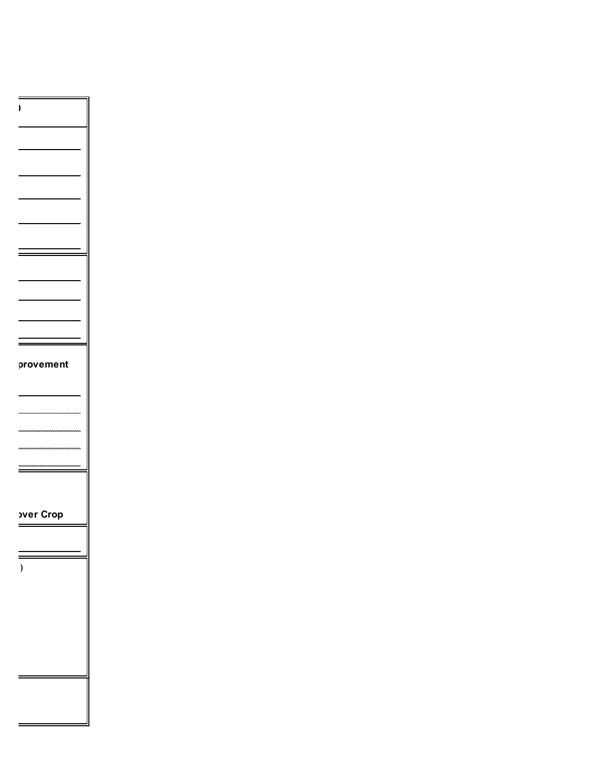)

provement

over Crop

)